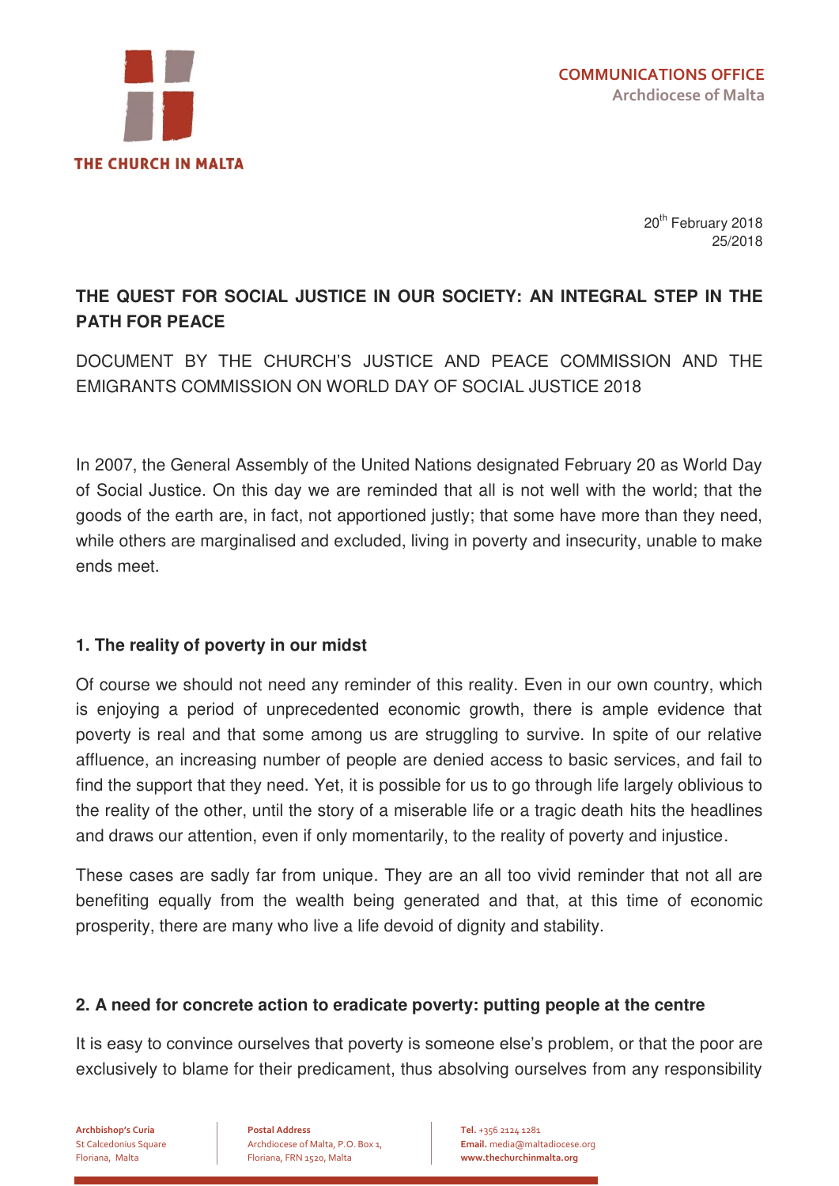20th February 2018
25/2018

# THE QUEST FOR SOCIAL JUSTICE IN OUR SOCIETY: AN INTEGRAL STEP IN THE PATH FOR PEACE

DOCUMENT BY THE CHURCH'S JUSTICE AND PEACE COMMISSION AND THE EMIGRANTS COMMISSION ON WORLD DAY OF SOCIAL JUSTICE 2018

In 2007, the General Assembly of the United Nations designated February 20 as World Day of Social Justice. On this day we are reminded that all is not well with the world; that the goods of the earth are, in fact, not apportioned justly; that some have more than they need, while others are marginalised and excluded, living in poverty and insecurity, unable to make ends meet.

## 1. The reality of poverty in our midst

Of course we should not need any reminder of this reality. Even in our own country, which is enjoying a period of unprecedented economic growth, there is ample evidence that poverty is real and that some among us are struggling to survive. In spite of our relative affluence, an increasing number of people are denied access to basic services, and fail to find the support that they need. Yet, it is possible for us to go through life largely oblivious to the reality of the other, until the story of a miserable life or a tragic death hits the headlines and draws our attention, even if only momentarily, to the reality of poverty and injustice.

These cases are sadly far from unique. They are an all too vivid reminder that not all are benefiting equally from the wealth being generated and that, at this time of economic prosperity, there are many who live a life devoid of dignity and stability.

## 2. A need for concrete action to eradicate poverty: putting people at the centre

It is easy to convince ourselves that poverty is someone else's problem, or that the poor are exclusively to blame for their predicament, thus absolving ourselves from any responsibility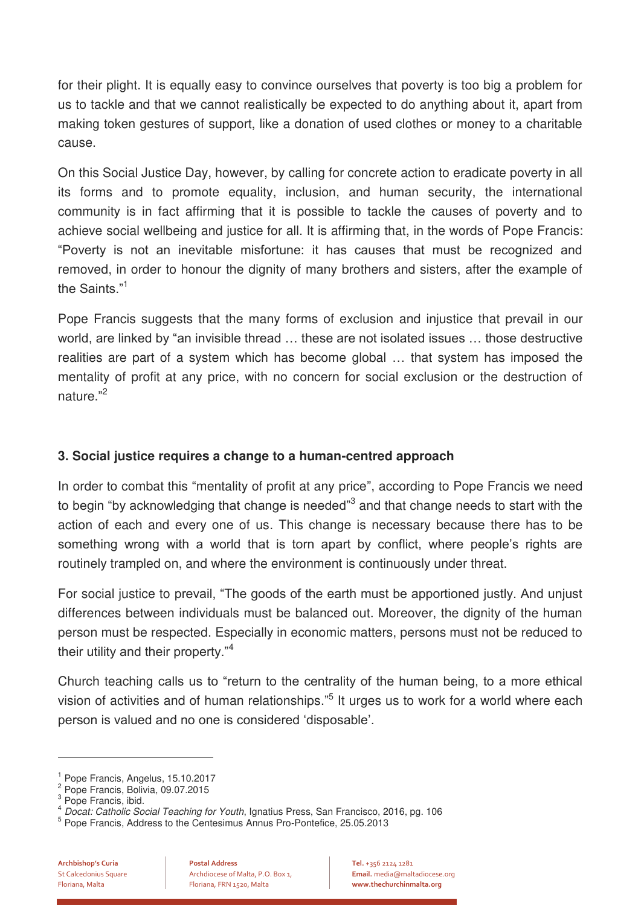for their plight. It is equally easy to convince ourselves that poverty is too big a problem for us to tackle and that we cannot realistically be expected to do anything about it, apart from making token gestures of support, like a donation of used clothes or money to a charitable cause.

On this Social Justice Day, however, by calling for concrete action to eradicate poverty in all its forms and to promote equality, inclusion, and human security, the international community is in fact affirming that it is possible to tackle the causes of poverty and to achieve social wellbeing and justice for all. It is affirming that, in the words of Pope Francis: "Poverty is not an inevitable misfortune: it has causes that must be recognized and removed, in order to honour the dignity of many brothers and sisters, after the example of the Saints."[1]

Pope Francis suggests that the many forms of exclusion and injustice that prevail in our world, are linked by "an invisible thread … these are not isolated issues … those destructive realities are part of a system which has become global … that system has imposed the mentality of profit at any price, with no concern for social exclusion or the destruction of nature."[2]

### 3. Social justice requires a change to a human-centred approach

In order to combat this "mentality of profit at any price", according to Pope Francis we need to begin "by acknowledging that change is needed"[3] and that change needs to start with the action of each and every one of us. This change is necessary because there has to be something wrong with a world that is torn apart by conflict, where people's rights are routinely trampled on, and where the environment is continuously under threat.

For social justice to prevail, "The goods of the earth must be apportioned justly. And unjust differences between individuals must be balanced out. Moreover, the dignity of the human person must be respected. Especially in economic matters, persons must not be reduced to their utility and their property."[4]

Church teaching calls us to "return to the centrality of the human being, to a more ethical vision of activities and of human relationships."[5] It urges us to work for a world where each person is valued and no one is considered 'disposable'.

---

[1] Pope Francis, Angelus, 15.10.2017
[2] Pope Francis, Bolivia, 09.07.2015
[3] Pope Francis, ibid.
[4] *Docat: Catholic Social Teaching for Youth*, Ignatius Press, San Francisco, 2016, pg. 106
[5] Pope Francis, Address to the Centesimus Annus Pro-Pontefice, 25.05.2013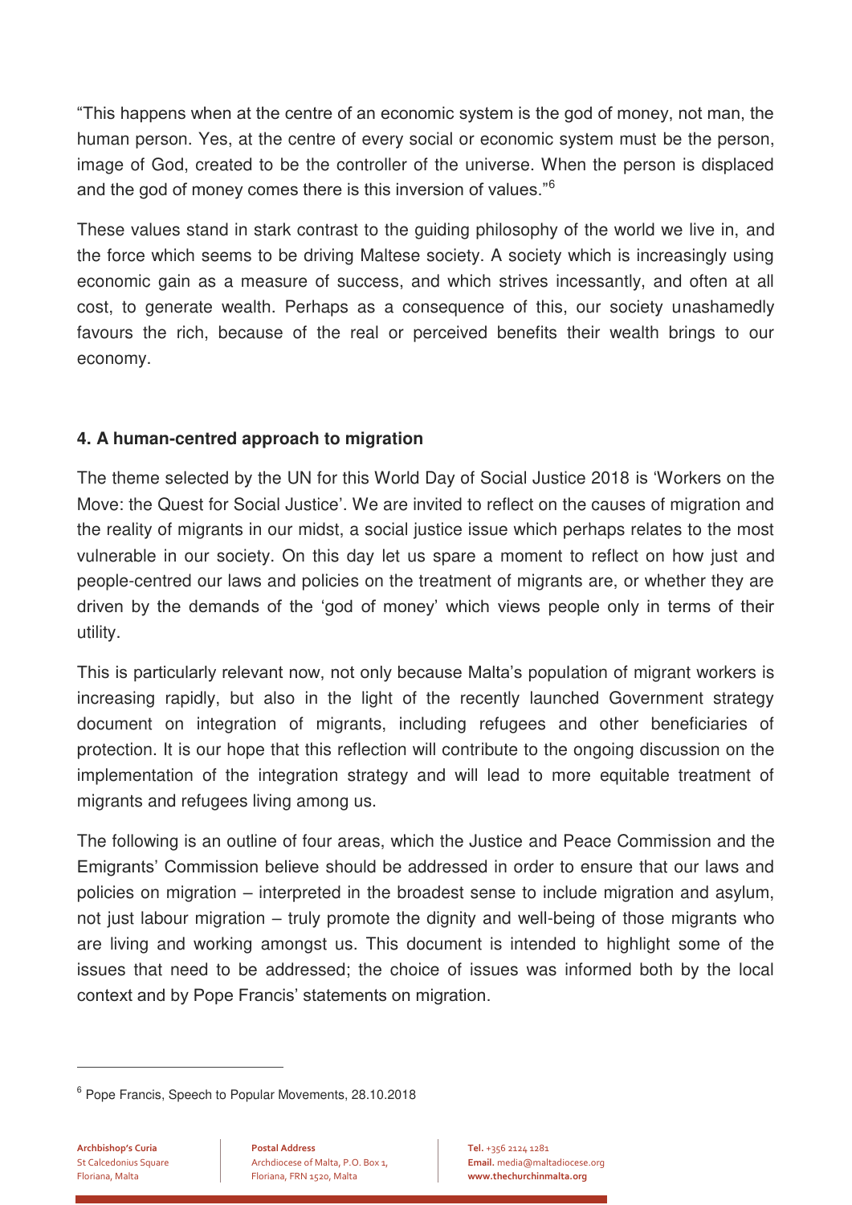"This happens when at the centre of an economic system is the god of money, not man, the human person. Yes, at the centre of every social or economic system must be the person, image of God, created to be the controller of the universe. When the person is displaced and the god of money comes there is this inversion of values."[6]

These values stand in stark contrast to the guiding philosophy of the world we live in, and the force which seems to be driving Maltese society. A society which is increasingly using economic gain as a measure of success, and which strives incessantly, and often at all cost, to generate wealth. Perhaps as a consequence of this, our society unashamedly favours the rich, because of the real or perceived benefits their wealth brings to our economy.

**4. A human-centred approach to migration**

The theme selected by the UN for this World Day of Social Justice 2018 is 'Workers on the Move: the Quest for Social Justice'. We are invited to reflect on the causes of migration and the reality of migrants in our midst, a social justice issue which perhaps relates to the most vulnerable in our society. On this day let us spare a moment to reflect on how just and people-centred our laws and policies on the treatment of migrants are, or whether they are driven by the demands of the 'god of money' which views people only in terms of their utility.

This is particularly relevant now, not only because Malta's population of migrant workers is increasing rapidly, but also in the light of the recently launched Government strategy document on integration of migrants, including refugees and other beneficiaries of protection. It is our hope that this reflection will contribute to the ongoing discussion on the implementation of the integration strategy and will lead to more equitable treatment of migrants and refugees living among us.

The following is an outline of four areas, which the Justice and Peace Commission and the Emigrants' Commission believe should be addressed in order to ensure that our laws and policies on migration – interpreted in the broadest sense to include migration and asylum, not just labour migration – truly promote the dignity and well-being of those migrants who are living and working amongst us. This document is intended to highlight some of the issues that need to be addressed; the choice of issues was informed both by the local context and by Pope Francis' statements on migration.

---

[6] Pope Francis, Speech to Popular Movements, 28.10.2018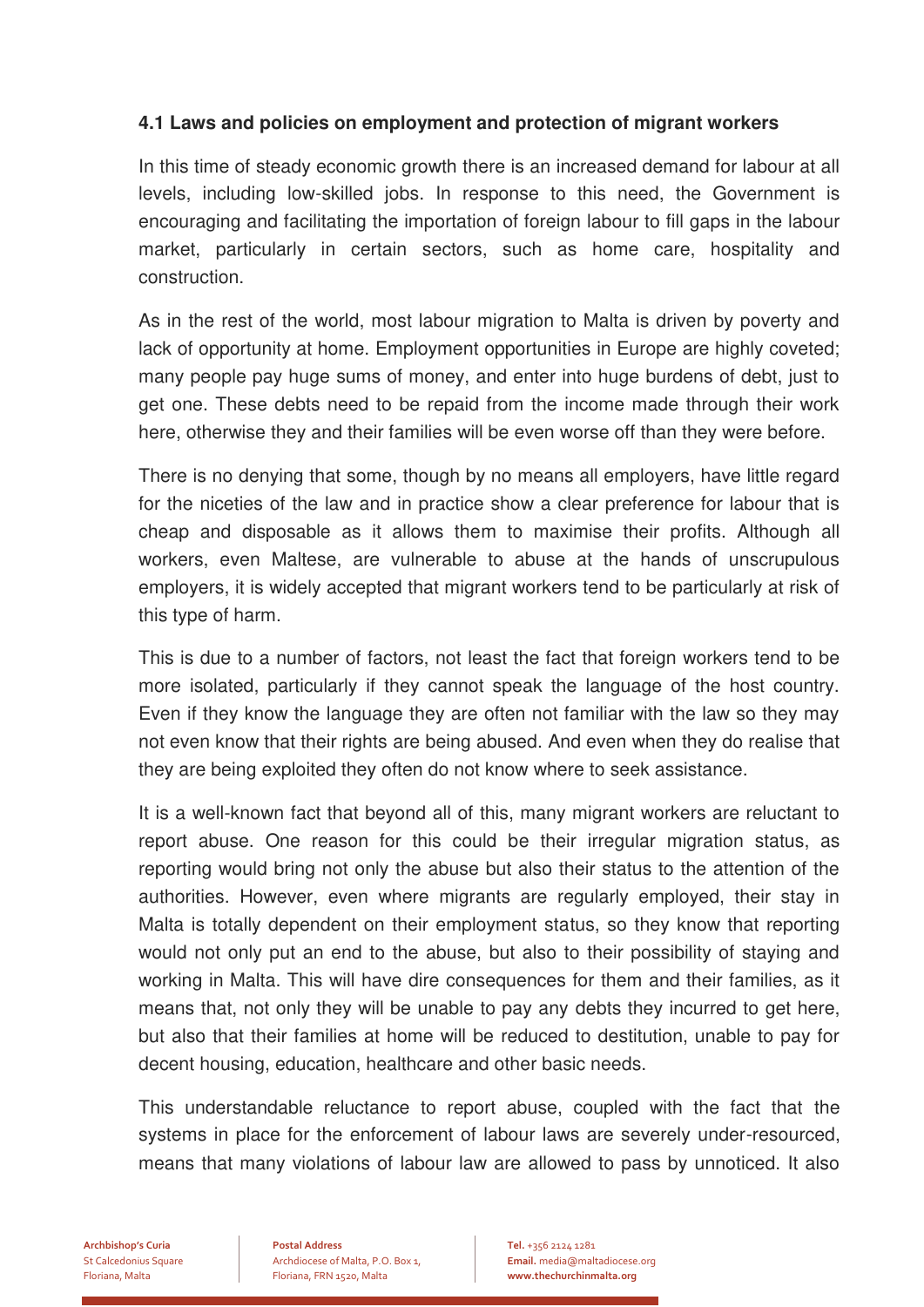**4.1 Laws and policies on employment and protection of migrant workers**

In this time of steady economic growth there is an increased demand for labour at all levels, including low-skilled jobs. In response to this need, the Government is encouraging and facilitating the importation of foreign labour to fill gaps in the labour market, particularly in certain sectors, such as home care, hospitality and construction.

As in the rest of the world, most labour migration to Malta is driven by poverty and lack of opportunity at home. Employment opportunities in Europe are highly coveted; many people pay huge sums of money, and enter into huge burdens of debt, just to get one. These debts need to be repaid from the income made through their work here, otherwise they and their families will be even worse off than they were before.

There is no denying that some, though by no means all employers, have little regard for the niceties of the law and in practice show a clear preference for labour that is cheap and disposable as it allows them to maximise their profits. Although all workers, even Maltese, are vulnerable to abuse at the hands of unscrupulous employers, it is widely accepted that migrant workers tend to be particularly at risk of this type of harm.

This is due to a number of factors, not least the fact that foreign workers tend to be more isolated, particularly if they cannot speak the language of the host country. Even if they know the language they are often not familiar with the law so they may not even know that their rights are being abused. And even when they do realise that they are being exploited they often do not know where to seek assistance.

It is a well-known fact that beyond all of this, many migrant workers are reluctant to report abuse. One reason for this could be their irregular migration status, as reporting would bring not only the abuse but also their status to the attention of the authorities. However, even where migrants are regularly employed, their stay in Malta is totally dependent on their employment status, so they know that reporting would not only put an end to the abuse, but also to their possibility of staying and working in Malta. This will have dire consequences for them and their families, as it means that, not only they will be unable to pay any debts they incurred to get here, but also that their families at home will be reduced to destitution, unable to pay for decent housing, education, healthcare and other basic needs.

This understandable reluctance to report abuse, coupled with the fact that the systems in place for the enforcement of labour laws are severely under-resourced, means that many violations of labour law are allowed to pass by unnoticed. It also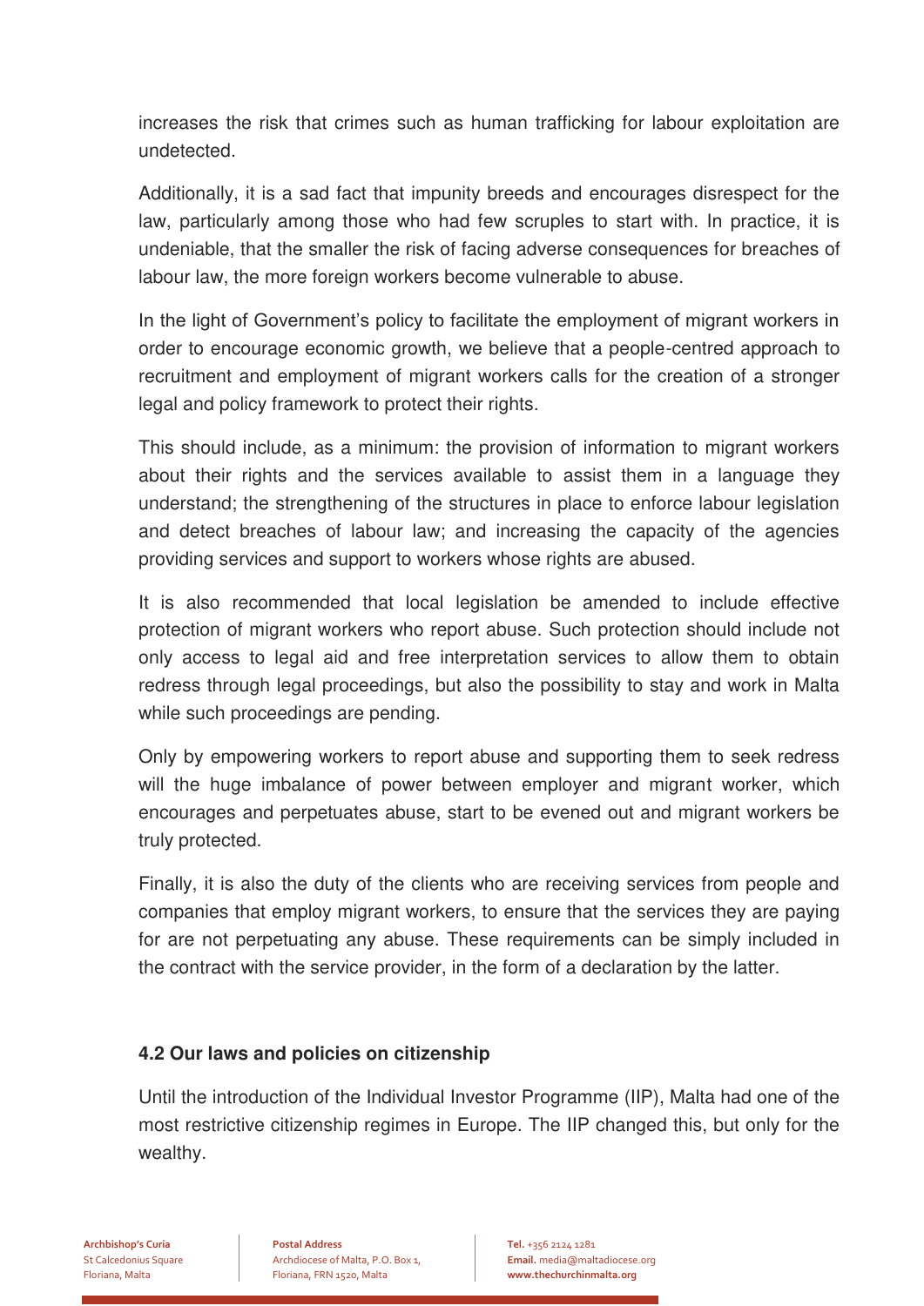increases the risk that crimes such as human trafficking for labour exploitation are undetected.

Additionally, it is a sad fact that impunity breeds and encourages disrespect for the law, particularly among those who had few scruples to start with. In practice, it is undeniable, that the smaller the risk of facing adverse consequences for breaches of labour law, the more foreign workers become vulnerable to abuse.

In the light of Government's policy to facilitate the employment of migrant workers in order to encourage economic growth, we believe that a people-centred approach to recruitment and employment of migrant workers calls for the creation of a stronger legal and policy framework to protect their rights.

This should include, as a minimum: the provision of information to migrant workers about their rights and the services available to assist them in a language they understand; the strengthening of the structures in place to enforce labour legislation and detect breaches of labour law; and increasing the capacity of the agencies providing services and support to workers whose rights are abused.

It is also recommended that local legislation be amended to include effective protection of migrant workers who report abuse. Such protection should include not only access to legal aid and free interpretation services to allow them to obtain redress through legal proceedings, but also the possibility to stay and work in Malta while such proceedings are pending.

Only by empowering workers to report abuse and supporting them to seek redress will the huge imbalance of power between employer and migrant worker, which encourages and perpetuates abuse, start to be evened out and migrant workers be truly protected.

Finally, it is also the duty of the clients who are receiving services from people and companies that employ migrant workers, to ensure that the services they are paying for are not perpetuating any abuse. These requirements can be simply included in the contract with the service provider, in the form of a declaration by the latter.

### 4.2 Our laws and policies on citizenship

Until the introduction of the Individual Investor Programme (IIP), Malta had one of the most restrictive citizenship regimes in Europe. The IIP changed this, but only for the wealthy.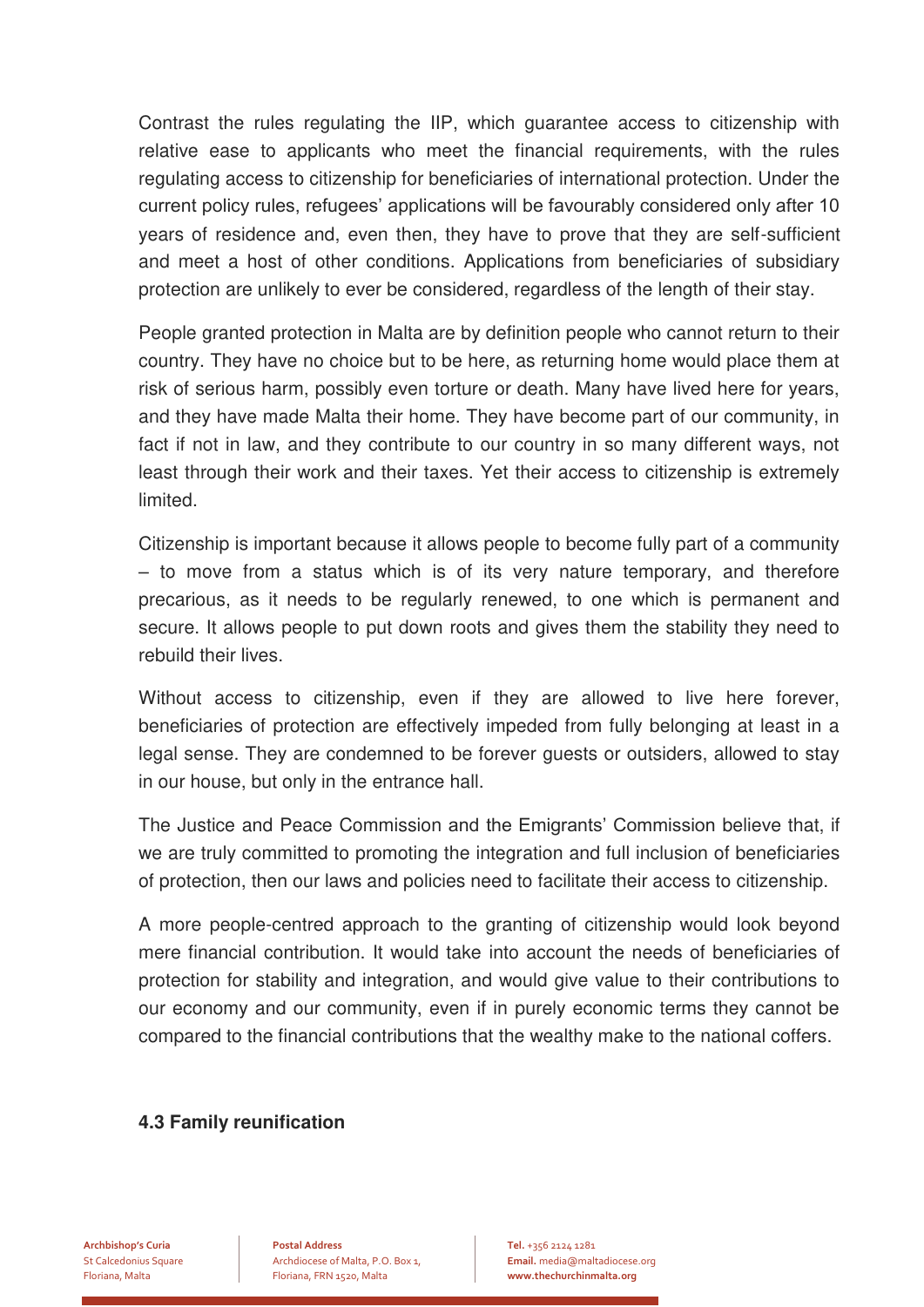Contrast the rules regulating the IIP, which guarantee access to citizenship with relative ease to applicants who meet the financial requirements, with the rules regulating access to citizenship for beneficiaries of international protection. Under the current policy rules, refugees' applications will be favourably considered only after 10 years of residence and, even then, they have to prove that they are self-sufficient and meet a host of other conditions. Applications from beneficiaries of subsidiary protection are unlikely to ever be considered, regardless of the length of their stay.

People granted protection in Malta are by definition people who cannot return to their country. They have no choice but to be here, as returning home would place them at risk of serious harm, possibly even torture or death. Many have lived here for years, and they have made Malta their home. They have become part of our community, in fact if not in law, and they contribute to our country in so many different ways, not least through their work and their taxes. Yet their access to citizenship is extremely limited.

Citizenship is important because it allows people to become fully part of a community – to move from a status which is of its very nature temporary, and therefore precarious, as it needs to be regularly renewed, to one which is permanent and secure. It allows people to put down roots and gives them the stability they need to rebuild their lives.

Without access to citizenship, even if they are allowed to live here forever, beneficiaries of protection are effectively impeded from fully belonging at least in a legal sense. They are condemned to be forever guests or outsiders, allowed to stay in our house, but only in the entrance hall.

The Justice and Peace Commission and the Emigrants' Commission believe that, if we are truly committed to promoting the integration and full inclusion of beneficiaries of protection, then our laws and policies need to facilitate their access to citizenship.

A more people-centred approach to the granting of citizenship would look beyond mere financial contribution. It would take into account the needs of beneficiaries of protection for stability and integration, and would give value to their contributions to our economy and our community, even if in purely economic terms they cannot be compared to the financial contributions that the wealthy make to the national coffers.

### 4.3 Family reunification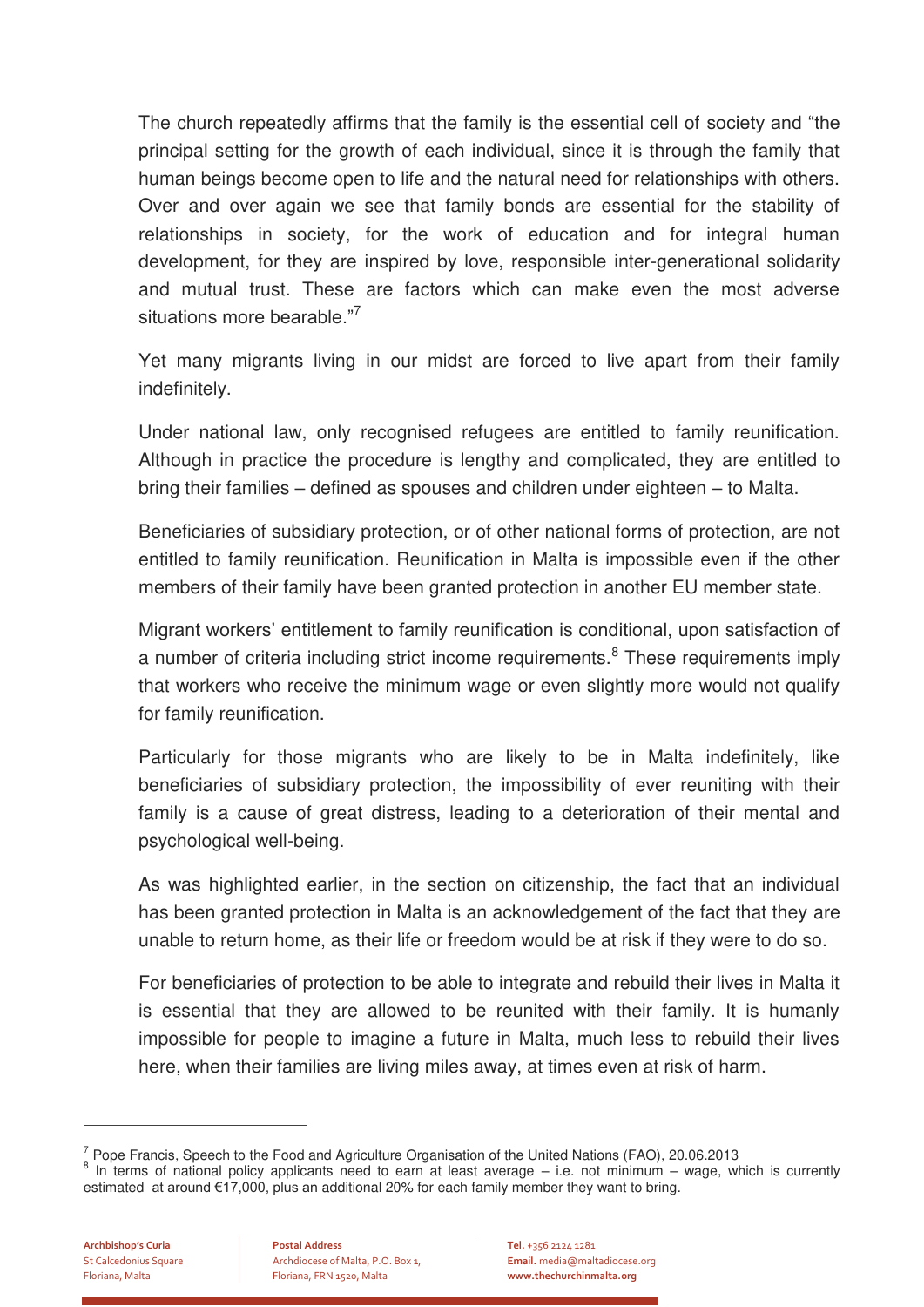The church repeatedly affirms that the family is the essential cell of society and "the principal setting for the growth of each individual, since it is through the family that human beings become open to life and the natural need for relationships with others. Over and over again we see that family bonds are essential for the stability of relationships in society, for the work of education and for integral human development, for they are inspired by love, responsible inter-generational solidarity and mutual trust. These are factors which can make even the most adverse situations more bearable."[7]

Yet many migrants living in our midst are forced to live apart from their family indefinitely.

Under national law, only recognised refugees are entitled to family reunification. Although in practice the procedure is lengthy and complicated, they are entitled to bring their families – defined as spouses and children under eighteen – to Malta.

Beneficiaries of subsidiary protection, or of other national forms of protection, are not entitled to family reunification. Reunification in Malta is impossible even if the other members of their family have been granted protection in another EU member state.

Migrant workers' entitlement to family reunification is conditional, upon satisfaction of a number of criteria including strict income requirements.[8] These requirements imply that workers who receive the minimum wage or even slightly more would not qualify for family reunification.

Particularly for those migrants who are likely to be in Malta indefinitely, like beneficiaries of subsidiary protection, the impossibility of ever reuniting with their family is a cause of great distress, leading to a deterioration of their mental and psychological well-being.

As was highlighted earlier, in the section on citizenship, the fact that an individual has been granted protection in Malta is an acknowledgement of the fact that they are unable to return home, as their life or freedom would be at risk if they were to do so.

For beneficiaries of protection to be able to integrate and rebuild their lives in Malta it is essential that they are allowed to be reunited with their family. It is humanly impossible for people to imagine a future in Malta, much less to rebuild their lives here, when their families are living miles away, at times even at risk of harm.

---

[7] Pope Francis, Speech to the Food and Agriculture Organisation of the United Nations (FAO), 20.06.2013

[8] In terms of national policy applicants need to earn at least average – i.e. not minimum – wage, which is currently estimated at around €17,000, plus an additional 20% for each family member they want to bring.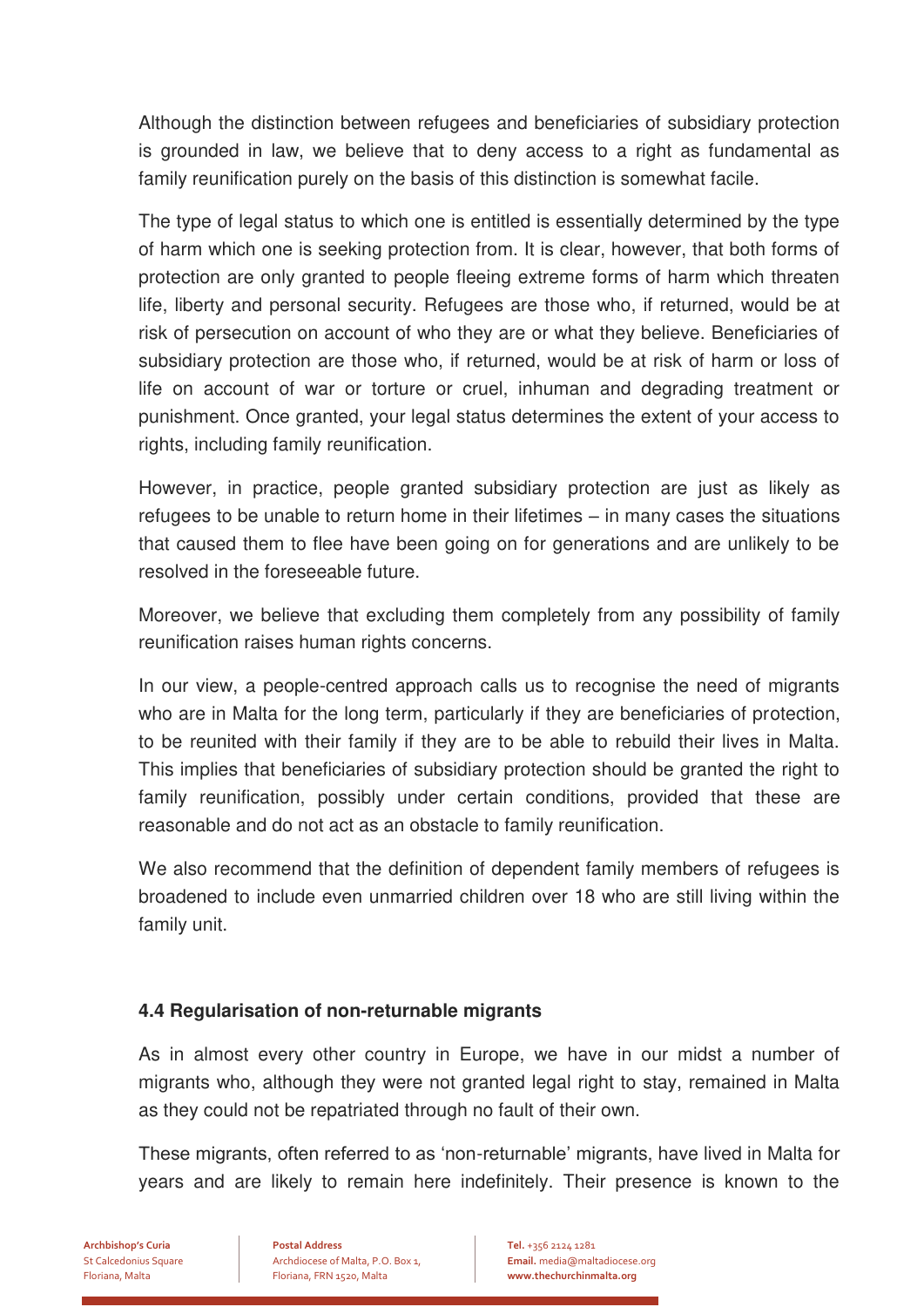Although the distinction between refugees and beneficiaries of subsidiary protection is grounded in law, we believe that to deny access to a right as fundamental as family reunification purely on the basis of this distinction is somewhat facile.

The type of legal status to which one is entitled is essentially determined by the type of harm which one is seeking protection from. It is clear, however, that both forms of protection are only granted to people fleeing extreme forms of harm which threaten life, liberty and personal security. Refugees are those who, if returned, would be at risk of persecution on account of who they are or what they believe. Beneficiaries of subsidiary protection are those who, if returned, would be at risk of harm or loss of life on account of war or torture or cruel, inhuman and degrading treatment or punishment. Once granted, your legal status determines the extent of your access to rights, including family reunification.

However, in practice, people granted subsidiary protection are just as likely as refugees to be unable to return home in their lifetimes – in many cases the situations that caused them to flee have been going on for generations and are unlikely to be resolved in the foreseeable future.

Moreover, we believe that excluding them completely from any possibility of family reunification raises human rights concerns.

In our view, a people-centred approach calls us to recognise the need of migrants who are in Malta for the long term, particularly if they are beneficiaries of protection, to be reunited with their family if they are to be able to rebuild their lives in Malta. This implies that beneficiaries of subsidiary protection should be granted the right to family reunification, possibly under certain conditions, provided that these are reasonable and do not act as an obstacle to family reunification.

We also recommend that the definition of dependent family members of refugees is broadened to include even unmarried children over 18 who are still living within the family unit.

### 4.4 Regularisation of non-returnable migrants

As in almost every other country in Europe, we have in our midst a number of migrants who, although they were not granted legal right to stay, remained in Malta as they could not be repatriated through no fault of their own.

These migrants, often referred to as 'non-returnable' migrants, have lived in Malta for years and are likely to remain here indefinitely. Their presence is known to the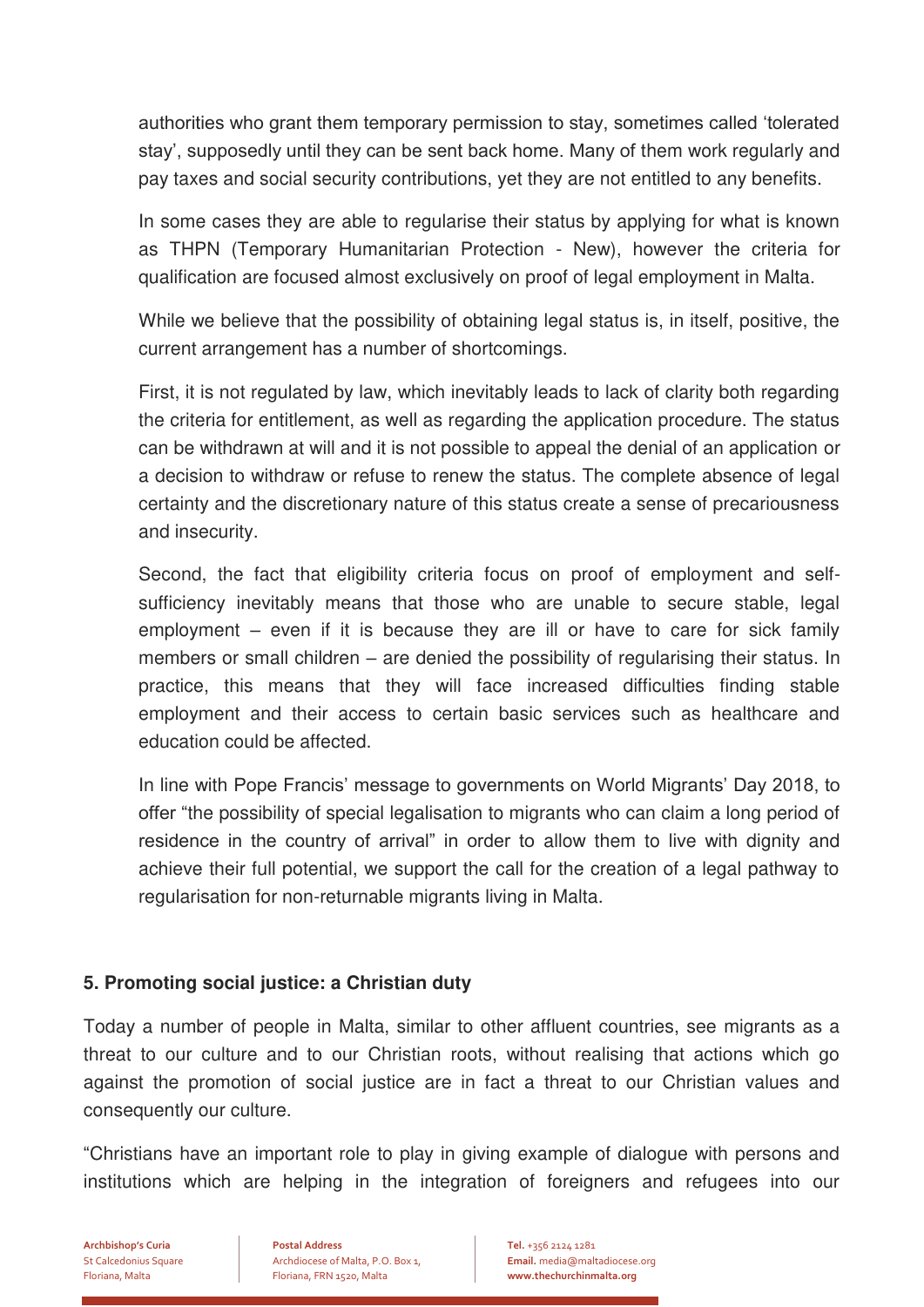authorities who grant them temporary permission to stay, sometimes called 'tolerated stay', supposedly until they can be sent back home. Many of them work regularly and pay taxes and social security contributions, yet they are not entitled to any benefits.

In some cases they are able to regularise their status by applying for what is known as THPN (Temporary Humanitarian Protection - New), however the criteria for qualification are focused almost exclusively on proof of legal employment in Malta.

While we believe that the possibility of obtaining legal status is, in itself, positive, the current arrangement has a number of shortcomings.

First, it is not regulated by law, which inevitably leads to lack of clarity both regarding the criteria for entitlement, as well as regarding the application procedure. The status can be withdrawn at will and it is not possible to appeal the denial of an application or a decision to withdraw or refuse to renew the status. The complete absence of legal certainty and the discretionary nature of this status create a sense of precariousness and insecurity.

Second, the fact that eligibility criteria focus on proof of employment and self-sufficiency inevitably means that those who are unable to secure stable, legal employment – even if it is because they are ill or have to care for sick family members or small children – are denied the possibility of regularising their status. In practice, this means that they will face increased difficulties finding stable employment and their access to certain basic services such as healthcare and education could be affected.

In line with Pope Francis' message to governments on World Migrants' Day 2018, to offer "the possibility of special legalisation to migrants who can claim a long period of residence in the country of arrival" in order to allow them to live with dignity and achieve their full potential, we support the call for the creation of a legal pathway to regularisation for non-returnable migrants living in Malta.

## 5. Promoting social justice: a Christian duty

Today a number of people in Malta, similar to other affluent countries, see migrants as a threat to our culture and to our Christian roots, without realising that actions which go against the promotion of social justice are in fact a threat to our Christian values and consequently our culture.

"Christians have an important role to play in giving example of dialogue with persons and institutions which are helping in the integration of foreigners and refugees into our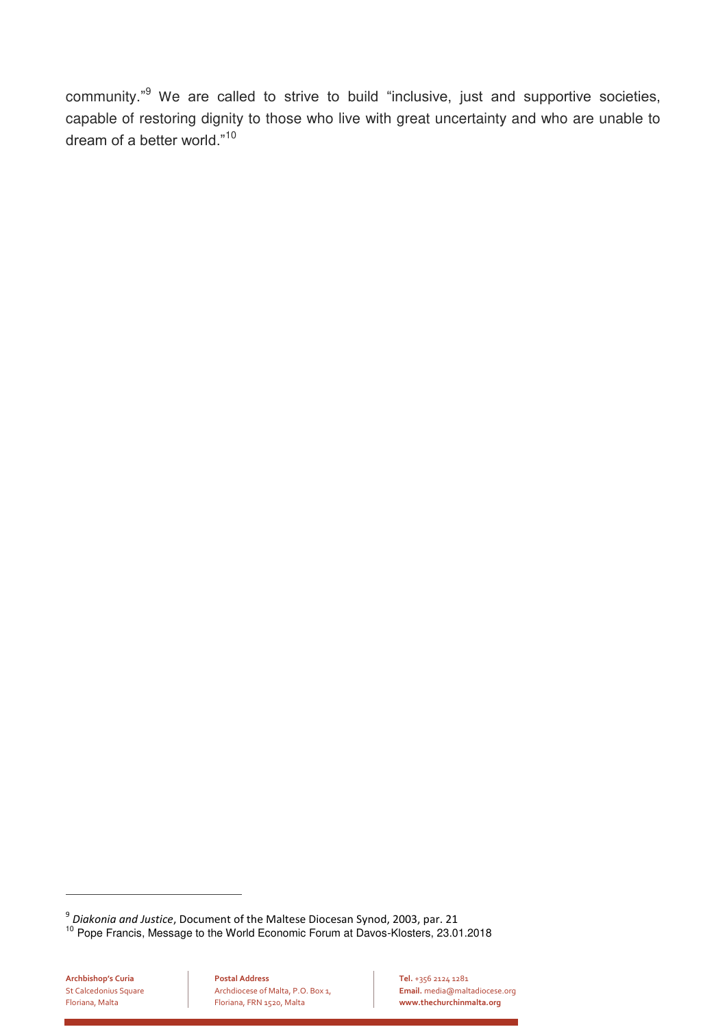community."[9] We are called to strive to build "inclusive, just and supportive societies, capable of restoring dignity to those who live with great uncertainty and who are unable to dream of a better world."[10]

---

[9] *Diakonia and Justice*, Document of the Maltese Diocesan Synod, 2003, par. 21

[10] Pope Francis, Message to the World Economic Forum at Davos-Klosters, 23.01.2018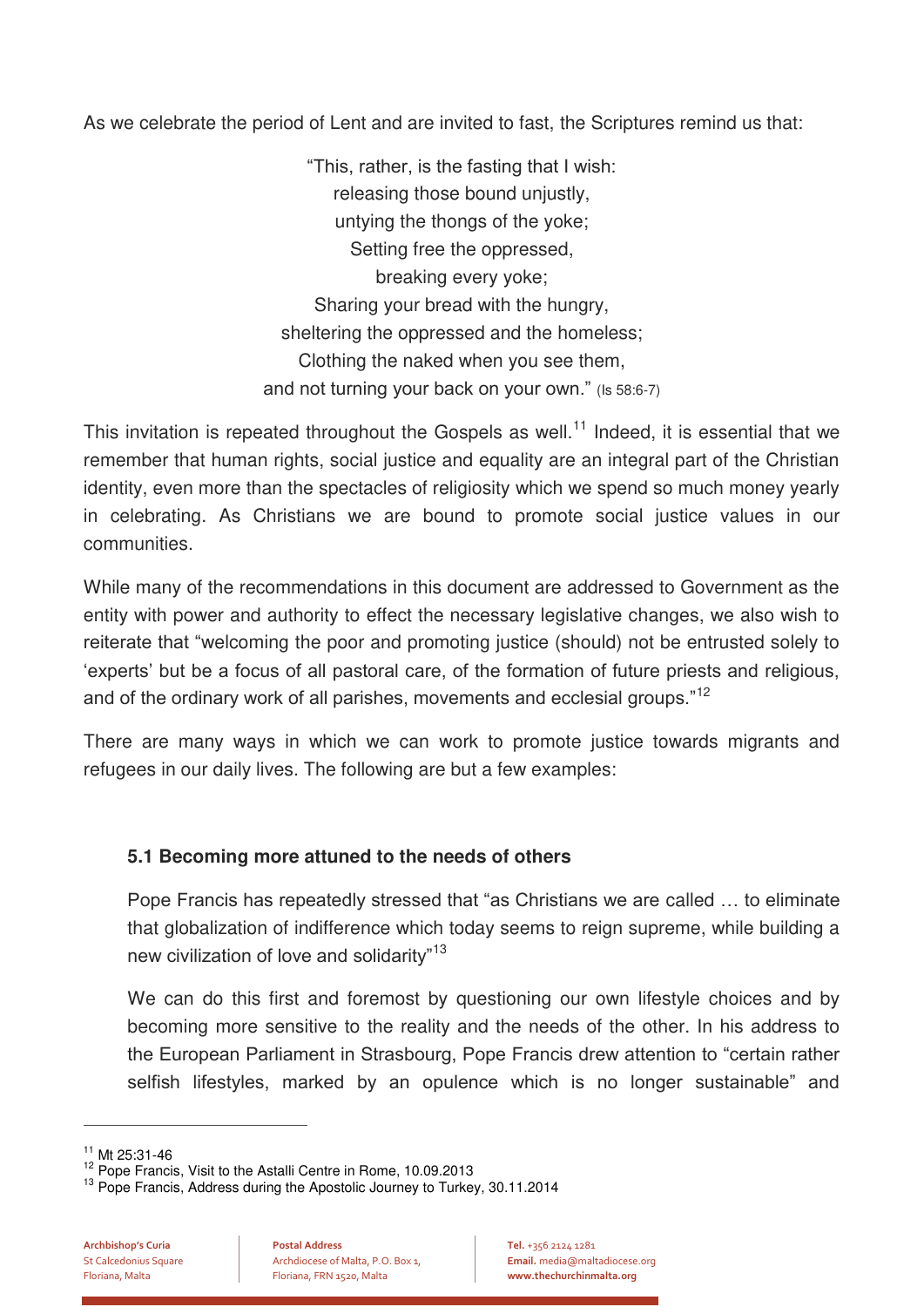As we celebrate the period of Lent and are invited to fast, the Scriptures remind us that:

> "This, rather, is the fasting that I wish:
> releasing those bound unjustly,
> untying the thongs of the yoke;
> Setting free the oppressed,
> breaking every yoke;
> Sharing your bread with the hungry,
> sheltering the oppressed and the homeless;
> Clothing the naked when you see them,
> and not turning your back on your own." (Is 58:6-7)

This invitation is repeated throughout the Gospels as well.[11] Indeed, it is essential that we remember that human rights, social justice and equality are an integral part of the Christian identity, even more than the spectacles of religiosity which we spend so much money yearly in celebrating. As Christians we are bound to promote social justice values in our communities.

While many of the recommendations in this document are addressed to Government as the entity with power and authority to effect the necessary legislative changes, we also wish to reiterate that "welcoming the poor and promoting justice (should) not be entrusted solely to 'experts' but be a focus of all pastoral care, of the formation of future priests and religious, and of the ordinary work of all parishes, movements and ecclesial groups."[12]

There are many ways in which we can work to promote justice towards migrants and refugees in our daily lives. The following are but a few examples:

### 5.1 Becoming more attuned to the needs of others

Pope Francis has repeatedly stressed that "as Christians we are called … to eliminate that globalization of indifference which today seems to reign supreme, while building a new civilization of love and solidarity"[13]

We can do this first and foremost by questioning our own lifestyle choices and by becoming more sensitive to the reality and the needs of the other. In his address to the European Parliament in Strasbourg, Pope Francis drew attention to "certain rather selfish lifestyles, marked by an opulence which is no longer sustainable" and

---

[11] Mt 25:31-46
[12] Pope Francis, Visit to the Astalli Centre in Rome, 10.09.2013
[13] Pope Francis, Address during the Apostolic Journey to Turkey, 30.11.2014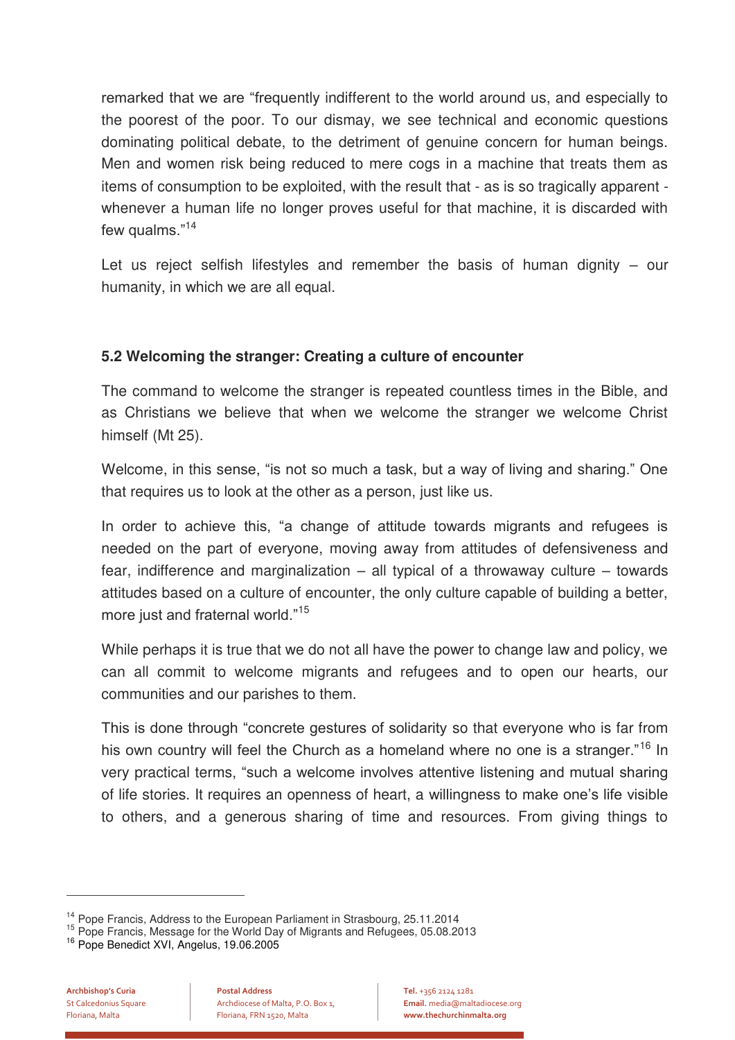remarked that we are "frequently indifferent to the world around us, and especially to the poorest of the poor. To our dismay, we see technical and economic questions dominating political debate, to the detriment of genuine concern for human beings. Men and women risk being reduced to mere cogs in a machine that treats them as items of consumption to be exploited, with the result that - as is so tragically apparent - whenever a human life no longer proves useful for that machine, it is discarded with few qualms."[14]

Let us reject selfish lifestyles and remember the basis of human dignity – our humanity, in which we are all equal.

### 5.2 Welcoming the stranger: Creating a culture of encounter

The command to welcome the stranger is repeated countless times in the Bible, and as Christians we believe that when we welcome the stranger we welcome Christ himself (Mt 25).

Welcome, in this sense, "is not so much a task, but a way of living and sharing." One that requires us to look at the other as a person, just like us.

In order to achieve this, "a change of attitude towards migrants and refugees is needed on the part of everyone, moving away from attitudes of defensiveness and fear, indifference and marginalization – all typical of a throwaway culture – towards attitudes based on a culture of encounter, the only culture capable of building a better, more just and fraternal world."[15]

While perhaps it is true that we do not all have the power to change law and policy, we can all commit to welcome migrants and refugees and to open our hearts, our communities and our parishes to them.

This is done through "concrete gestures of solidarity so that everyone who is far from his own country will feel the Church as a homeland where no one is a stranger."[16] In very practical terms, "such a welcome involves attentive listening and mutual sharing of life stories. It requires an openness of heart, a willingness to make one's life visible to others, and a generous sharing of time and resources. From giving things to

---

[14] Pope Francis, Address to the European Parliament in Strasbourg, 25.11.2014

[15] Pope Francis, Message for the World Day of Migrants and Refugees, 05.08.2013

[16] Pope Benedict XVI, Angelus, 19.06.2005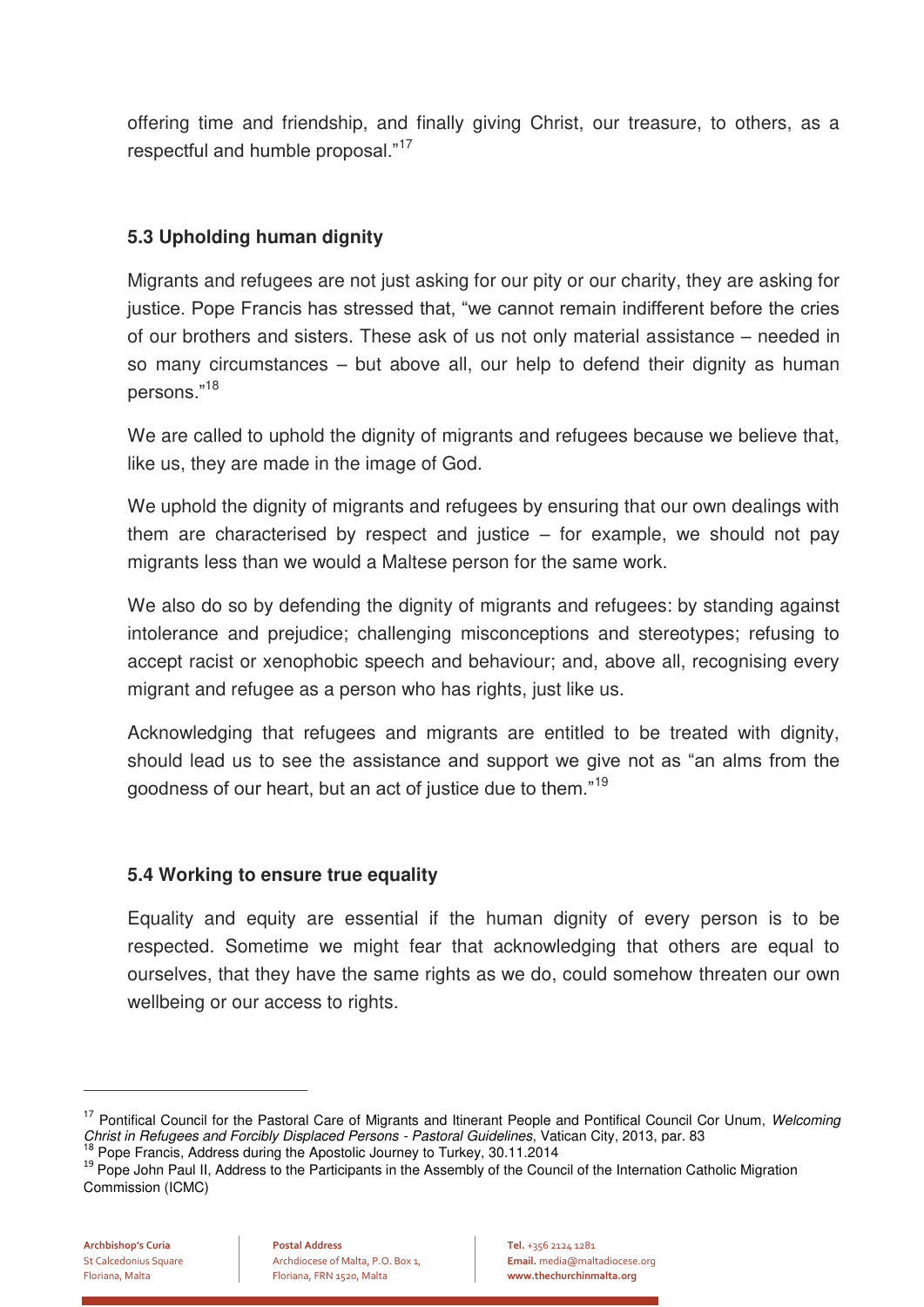offering time and friendship, and finally giving Christ, our treasure, to others, as a respectful and humble proposal."[17]

### 5.3 Upholding human dignity

Migrants and refugees are not just asking for our pity or our charity, they are asking for justice. Pope Francis has stressed that, "we cannot remain indifferent before the cries of our brothers and sisters. These ask of us not only material assistance – needed in so many circumstances – but above all, our help to defend their dignity as human persons."[18]

We are called to uphold the dignity of migrants and refugees because we believe that, like us, they are made in the image of God.

We uphold the dignity of migrants and refugees by ensuring that our own dealings with them are characterised by respect and justice – for example, we should not pay migrants less than we would a Maltese person for the same work.

We also do so by defending the dignity of migrants and refugees: by standing against intolerance and prejudice; challenging misconceptions and stereotypes; refusing to accept racist or xenophobic speech and behaviour; and, above all, recognising every migrant and refugee as a person who has rights, just like us.

Acknowledging that refugees and migrants are entitled to be treated with dignity, should lead us to see the assistance and support we give not as "an alms from the goodness of our heart, but an act of justice due to them."[19]

### 5.4 Working to ensure true equality

Equality and equity are essential if the human dignity of every person is to be respected. Sometime we might fear that acknowledging that others are equal to ourselves, that they have the same rights as we do, could somehow threaten our own wellbeing or our access to rights.

---

[17] Pontifical Council for the Pastoral Care of Migrants and Itinerant People and Pontifical Council Cor Unum, *Welcoming Christ in Refugees and Forcibly Displaced Persons - Pastoral Guidelines*, Vatican City, 2013, par. 83

[18] Pope Francis, Address during the Apostolic Journey to Turkey, 30.11.2014

[19] Pope John Paul II, Address to the Participants in the Assembly of the Council of the Internation Catholic Migration Commission (ICMC)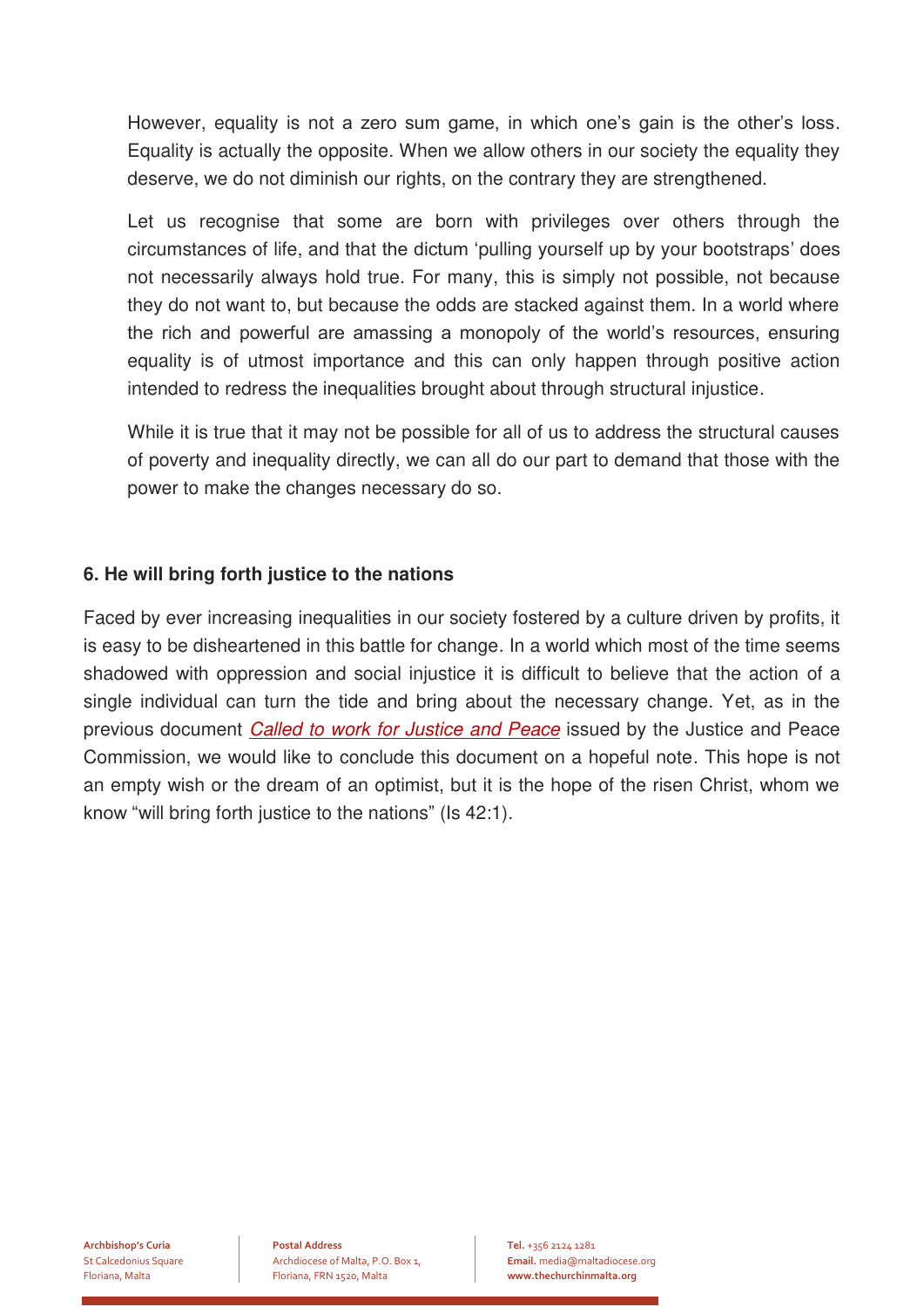However, equality is not a zero sum game, in which one's gain is the other's loss. Equality is actually the opposite. When we allow others in our society the equality they deserve, we do not diminish our rights, on the contrary they are strengthened.

Let us recognise that some are born with privileges over others through the circumstances of life, and that the dictum 'pulling yourself up by your bootstraps' does not necessarily always hold true. For many, this is simply not possible, not because they do not want to, but because the odds are stacked against them. In a world where the rich and powerful are amassing a monopoly of the world's resources, ensuring equality is of utmost importance and this can only happen through positive action intended to redress the inequalities brought about through structural injustice.

While it is true that it may not be possible for all of us to address the structural causes of poverty and inequality directly, we can all do our part to demand that those with the power to make the changes necessary do so.

### 6. He will bring forth justice to the nations

Faced by ever increasing inequalities in our society fostered by a culture driven by profits, it is easy to be disheartened in this battle for change. In a world which most of the time seems shadowed with oppression and social injustice it is difficult to believe that the action of a single individual can turn the tide and bring about the necessary change. Yet, as in the previous document *Called to work for Justice and Peace* issued by the Justice and Peace Commission, we would like to conclude this document on a hopeful note. This hope is not an empty wish or the dream of an optimist, but it is the hope of the risen Christ, whom we know "will bring forth justice to the nations" (Is 42:1).